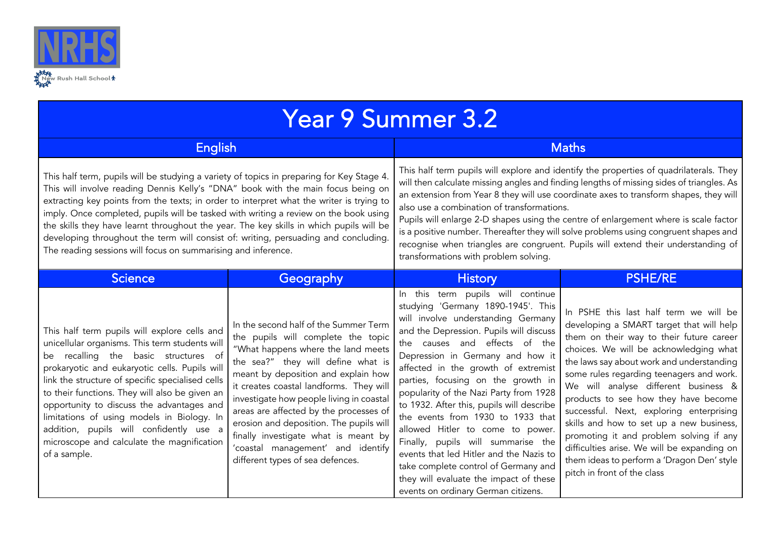NRHS

New Rush Hall School

# Year 9 Summer 3.2

## English

This half term, pupils will be studying a variety of topics in preparing for Key Stage 4. This will involve reading Dennis Kelly's "DNA" book with the main focus being on extracting key points from the texts; in order to interpret what the writer is trying to imply. Once completed, pupils will be tasked with writing a review on the book using the skills they have learnt throughout the year. The key skills in which pupils will be developing throughout the term will consist of: writing, persuading and concluding. The reading sessions will focus on summarising and inference.

## Maths

This half term pupils will explore and identify the properties of quadrilaterals. They will then calculate missing angles and finding lengths of missing sides of triangles. As an extension from Year 8 they will use coordinate axes to transform shapes, they will also use a combination of transformations.

Pupils will enlarge 2-D shapes using the centre of enlargement where is scale factor is a positive number. Thereafter they will solve problems using congruent shapes and recognise when triangles are congruent. Pupils will extend their understanding of transformations with problem solving.

## Science

This half term pupils will explore cells and unicellular organisms. This term students will be recalling the basic structures of prokaryotic and eukaryotic cells. Pupils will link the structure of specific specialised cells to their functions. They will also be given an opportunity to discuss the advantages and limitations of using models in Biology. In addition, pupils will confidently use a microscope and calculate the magnification of a sample.

## Geography

In the second half of the Summer Term the pupils will complete the topic "What happens where the land meets the sea?" they will define what is meant by deposition and explain how it creates coastal landforms. They will investigate how people living in coastal areas are affected by the processes of erosion and deposition. The pupils will finally investigate what is meant by 'coastal management' and identify different types of sea defences.

## History

In this term pupils will continue studying 'Germany 1890-1945'. This will involve understanding Germany and the Depression. Pupils will discuss the causes and effects of the Depression in Germany and how it affected in the growth of extremist parties, focusing on the growth in popularity of the Nazi Party from 1928 to 1932. After this, pupils will describe the events from 1930 to 1933 that allowed Hitler to come to power. Finally, pupils will summarise the events that led Hitler and the Nazis to take complete control of Germany and they will evaluate the impact of these events on ordinary German citizens.

## PSHE/RE

In PSHE this last half term we will be developing a SMART target that will help them on their way to their future career choices. We will be acknowledging what the laws say about work and understanding some rules regarding teenagers and work. We will analyse different business & products to see how they have become successful. Next, exploring enterprising skills and how to set up a new business, promoting it and problem solving if any difficulties arise. We will be expanding on them ideas to perform a 'Dragon Den' style pitch in front of the class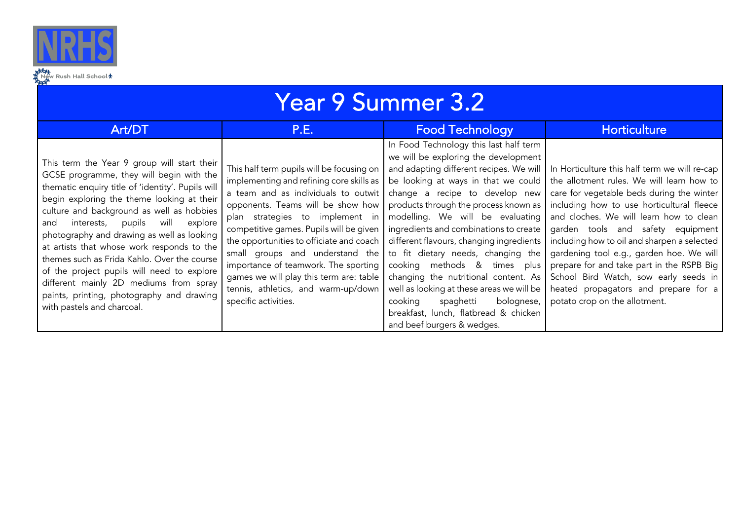# Year 9 Summer 3.2

| Art/DT | P.E. | Food Technology | Horticulture |
|---|---|---|---|
| This term the Year 9 group will start their GCSE programme, they will begin with the thematic enquiry title of 'identity'. Pupils will begin exploring the theme looking at their culture and background as well as hobbies and interests, pupils will explore photography and drawing as well as looking at artists that whose work responds to the themes such as Frida Kahlo. Over the course of the project pupils will need to explore different mainly 2D mediums from spray paints, printing, photography and drawing with pastels and charcoal. | This half term pupils will be focusing on implementing and refining core skills as a team and as individuals to outwit opponents. Teams will be show how plan strategies to implement in competitive games. Pupils will be given the opportunities to officiate and coach small groups and understand the importance of teamwork. The sporting games we will play this term are: table tennis, athletics, and warm-up/down specific activities. | In Food Technology this last half term we will be exploring the development and adapting different recipes. We will be looking at ways in that we could change a recipe to develop new products through the process known as modelling. We will be evaluating ingredients and combinations to create different flavours, changing ingredients to fit dietary needs, changing the cooking methods & times plus changing the nutritional content. As well as looking at these areas we will be cooking spaghetti bolognese, breakfast, lunch, flatbread & chicken and beef burgers & wedges. | In Horticulture this half term we will re-cap the allotment rules. We will learn how to care for vegetable beds during the winter including how to use horticultural fleece and cloches. We will learn how to clean garden tools and safety equipment including how to oil and sharpen a selected gardening tool e.g., garden hoe. We will prepare for and take part in the RSPB Big School Bird Watch, sow early seeds in heated propagators and prepare for a potato crop on the allotment. |